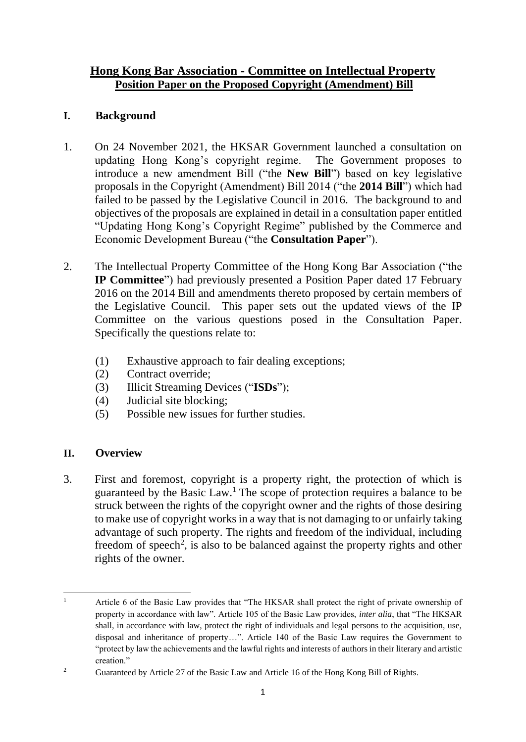# Hong Kong Bar Association - Committee on Intellectual Property
## Position Paper on the Proposed Copyright (Amendment) Bill

### I. Background

1. On 24 November 2021, the HKSAR Government launched a consultation on updating Hong Kong's copyright regime. The Government proposes to introduce a new amendment Bill ("the **New Bill**") based on key legislative proposals in the Copyright (Amendment) Bill 2014 ("the **2014 Bill**") which had failed to be passed by the Legislative Council in 2016. The background to and objectives of the proposals are explained in detail in a consultation paper entitled "Updating Hong Kong's Copyright Regime" published by the Commerce and Economic Development Bureau ("the **Consultation Paper**").

2. The Intellectual Property Committee of the Hong Kong Bar Association ("the **IP Committee**") had previously presented a Position Paper dated 17 February 2016 on the 2014 Bill and amendments thereto proposed by certain members of the Legislative Council. This paper sets out the updated views of the IP Committee on the various questions posed in the Consultation Paper. Specifically the questions relate to:

   (1) Exhaustive approach to fair dealing exceptions;
   (2) Contract override;
   (3) Illicit Streaming Devices ("**ISDs**");
   (4) Judicial site blocking;
   (5) Possible new issues for further studies.

### II. Overview

3. First and foremost, copyright is a property right, the protection of which is guaranteed by the Basic Law.[1] The scope of protection requires a balance to be struck between the rights of the copyright owner and the rights of those desiring to make use of copyright works in a way that is not damaging to or unfairly taking advantage of such property. The rights and freedom of the individual, including freedom of speech[2], is also to be balanced against the property rights and other rights of the owner.

---

[1] Article 6 of the Basic Law provides that "The HKSAR shall protect the right of private ownership of property in accordance with law". Article 105 of the Basic Law provides, *inter alia*, that "The HKSAR shall, in accordance with law, protect the right of individuals and legal persons to the acquisition, use, disposal and inheritance of property…". Article 140 of the Basic Law requires the Government to "protect by law the achievements and the lawful rights and interests of authors in their literary and artistic creation."

[2] Guaranteed by Article 27 of the Basic Law and Article 16 of the Hong Kong Bill of Rights.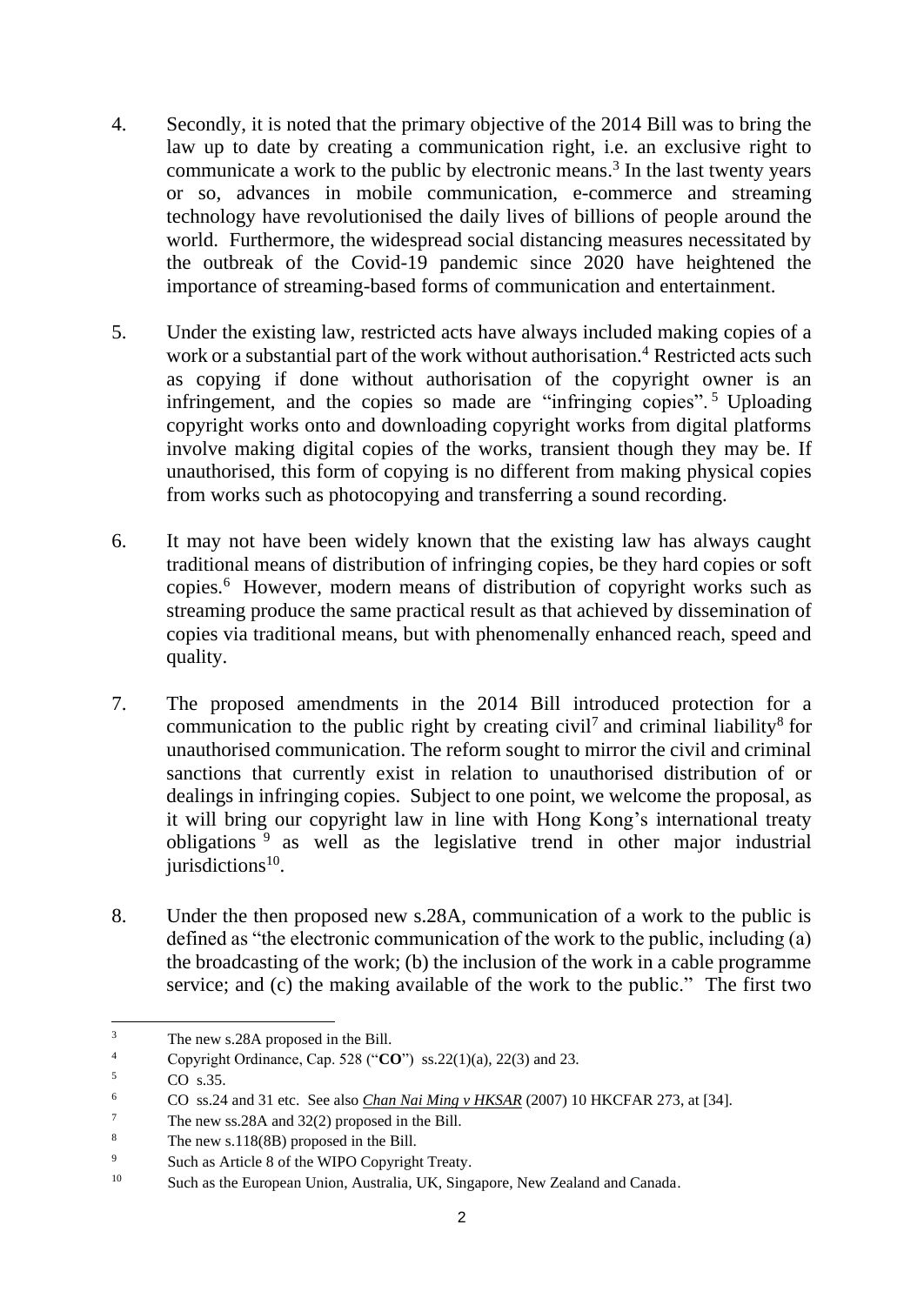4. Secondly, it is noted that the primary objective of the 2014 Bill was to bring the law up to date by creating a communication right, i.e. an exclusive right to communicate a work to the public by electronic means.[3] In the last twenty years or so, advances in mobile communication, e-commerce and streaming technology have revolutionised the daily lives of billions of people around the world. Furthermore, the widespread social distancing measures necessitated by the outbreak of the Covid-19 pandemic since 2020 have heightened the importance of streaming-based forms of communication and entertainment.

5. Under the existing law, restricted acts have always included making copies of a work or a substantial part of the work without authorisation.[4] Restricted acts such as copying if done without authorisation of the copyright owner is an infringement, and the copies so made are "infringing copies".[5] Uploading copyright works onto and downloading copyright works from digital platforms involve making digital copies of the works, transient though they may be. If unauthorised, this form of copying is no different from making physical copies from works such as photocopying and transferring a sound recording.

6. It may not have been widely known that the existing law has always caught traditional means of distribution of infringing copies, be they hard copies or soft copies.[6] However, modern means of distribution of copyright works such as streaming produce the same practical result as that achieved by dissemination of copies via traditional means, but with phenomenally enhanced reach, speed and quality.

7. The proposed amendments in the 2014 Bill introduced protection for a communication to the public right by creating civil[7] and criminal liability[8] for unauthorised communication. The reform sought to mirror the civil and criminal sanctions that currently exist in relation to unauthorised distribution of or dealings in infringing copies. Subject to one point, we welcome the proposal, as it will bring our copyright law in line with Hong Kong's international treaty obligations[9] as well as the legislative trend in other major industrial jurisdictions[10].

8. Under the then proposed new s.28A, communication of a work to the public is defined as "the electronic communication of the work to the public, including (a) the broadcasting of the work; (b) the inclusion of the work in a cable programme service; and (c) the making available of the work to the public." The first two

---

[3] The new s.28A proposed in the Bill.

[4] Copyright Ordinance, Cap. 528 ("**CO**") ss.22(1)(a), 22(3) and 23.

[5] CO s.35.

[6] CO ss.24 and 31 etc. See also ***Chan Nai Ming v HKSAR*** (2007) 10 HKCFAR 273, at [34].

[7] The new ss.28A and 32(2) proposed in the Bill.

[8] The new s.118(8B) proposed in the Bill.

[9] Such as Article 8 of the WIPO Copyright Treaty.

[10] Such as the European Union, Australia, UK, Singapore, New Zealand and Canada.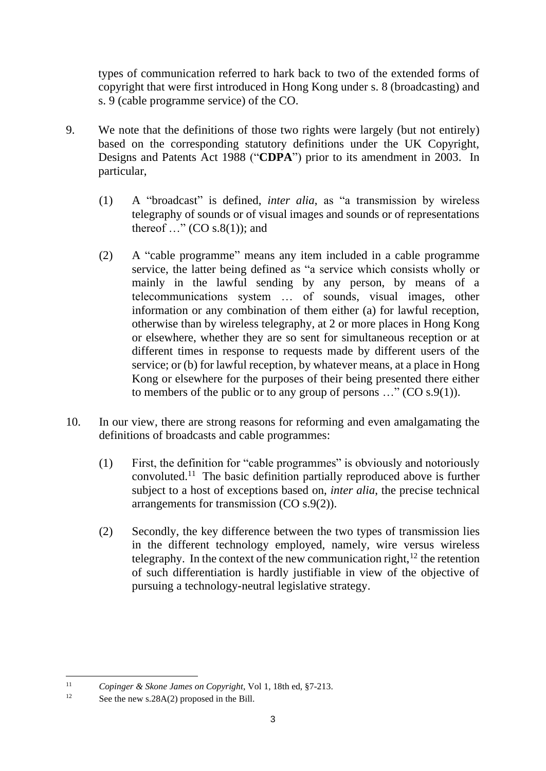types of communication referred to hark back to two of the extended forms of copyright that were first introduced in Hong Kong under s. 8 (broadcasting) and s. 9 (cable programme service) of the CO.

9. We note that the definitions of those two rights were largely (but not entirely) based on the corresponding statutory definitions under the UK Copyright, Designs and Patents Act 1988 ("**CDPA**") prior to its amendment in 2003. In particular,

   (1) A "broadcast" is defined, *inter alia*, as "a transmission by wireless telegraphy of sounds or of visual images and sounds or of representations thereof …" (CO s.8(1)); and

   (2) A "cable programme" means any item included in a cable programme service, the latter being defined as "a service which consists wholly or mainly in the lawful sending by any person, by means of a telecommunications system … of sounds, visual images, other information or any combination of them either (a) for lawful reception, otherwise than by wireless telegraphy, at 2 or more places in Hong Kong or elsewhere, whether they are so sent for simultaneous reception or at different times in response to requests made by different users of the service; or (b) for lawful reception, by whatever means, at a place in Hong Kong or elsewhere for the purposes of their being presented there either to members of the public or to any group of persons …" (CO s.9(1)).

10. In our view, there are strong reasons for reforming and even amalgamating the definitions of broadcasts and cable programmes:

    (1) First, the definition for "cable programmes" is obviously and notoriously convoluted.[11] The basic definition partially reproduced above is further subject to a host of exceptions based on, *inter alia*, the precise technical arrangements for transmission (CO s.9(2)).

    (2) Secondly, the key difference between the two types of transmission lies in the different technology employed, namely, wire versus wireless telegraphy. In the context of the new communication right,[12] the retention of such differentiation is hardly justifiable in view of the objective of pursuing a technology-neutral legislative strategy.

---

[11] *Copinger & Skone James on Copyright*, Vol 1, 18th ed, §7-213.

[12] See the new s.28A(2) proposed in the Bill.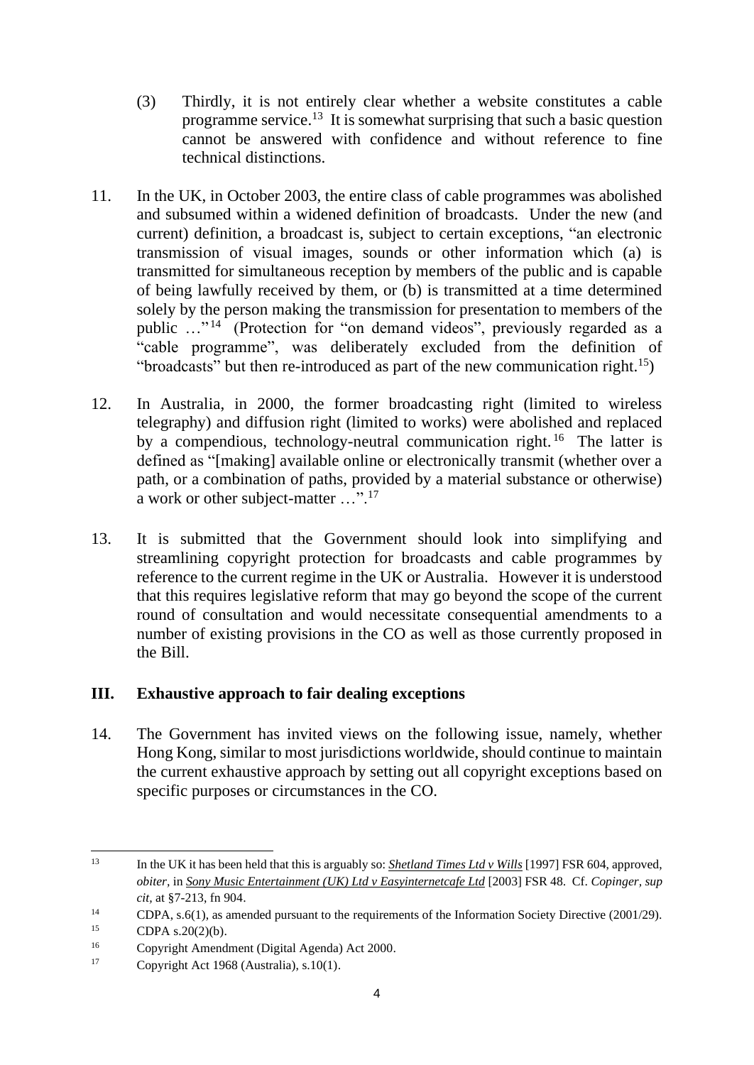(3) Thirdly, it is not entirely clear whether a website constitutes a cable programme service.[13] It is somewhat surprising that such a basic question cannot be answered with confidence and without reference to fine technical distinctions.

11. In the UK, in October 2003, the entire class of cable programmes was abolished and subsumed within a widened definition of broadcasts. Under the new (and current) definition, a broadcast is, subject to certain exceptions, "an electronic transmission of visual images, sounds or other information which (a) is transmitted for simultaneous reception by members of the public and is capable of being lawfully received by them, or (b) is transmitted at a time determined solely by the person making the transmission for presentation to members of the public …"[14] (Protection for "on demand videos", previously regarded as a "cable programme", was deliberately excluded from the definition of "broadcasts" but then re-introduced as part of the new communication right.[15])

12. In Australia, in 2000, the former broadcasting right (limited to wireless telegraphy) and diffusion right (limited to works) were abolished and replaced by a compendious, technology-neutral communication right.[16] The latter is defined as "[making] available online or electronically transmit (whether over a path, or a combination of paths, provided by a material substance or otherwise) a work or other subject-matter …".[17]

13. It is submitted that the Government should look into simplifying and streamlining copyright protection for broadcasts and cable programmes by reference to the current regime in the UK or Australia. However it is understood that this requires legislative reform that may go beyond the scope of the current round of consultation and would necessitate consequential amendments to a number of existing provisions in the CO as well as those currently proposed in the Bill.

## III. Exhaustive approach to fair dealing exceptions

14. The Government has invited views on the following issue, namely, whether Hong Kong, similar to most jurisdictions worldwide, should continue to maintain the current exhaustive approach by setting out all copyright exceptions based on specific purposes or circumstances in the CO.

---

[13] In the UK it has been held that this is arguably so: ***Shetland Times Ltd v Wills*** [1997] FSR 604, approved, *obiter*, in ***Sony Music Entertainment (UK) Ltd v Easyinternetcafe Ltd*** [2003] FSR 48. Cf. *Copinger, sup cit,* at §7-213, fn 904.

[14] CDPA, s.6(1), as amended pursuant to the requirements of the Information Society Directive (2001/29).

[15] CDPA s.20(2)(b).

[16] Copyright Amendment (Digital Agenda) Act 2000.

[17] Copyright Act 1968 (Australia), s.10(1).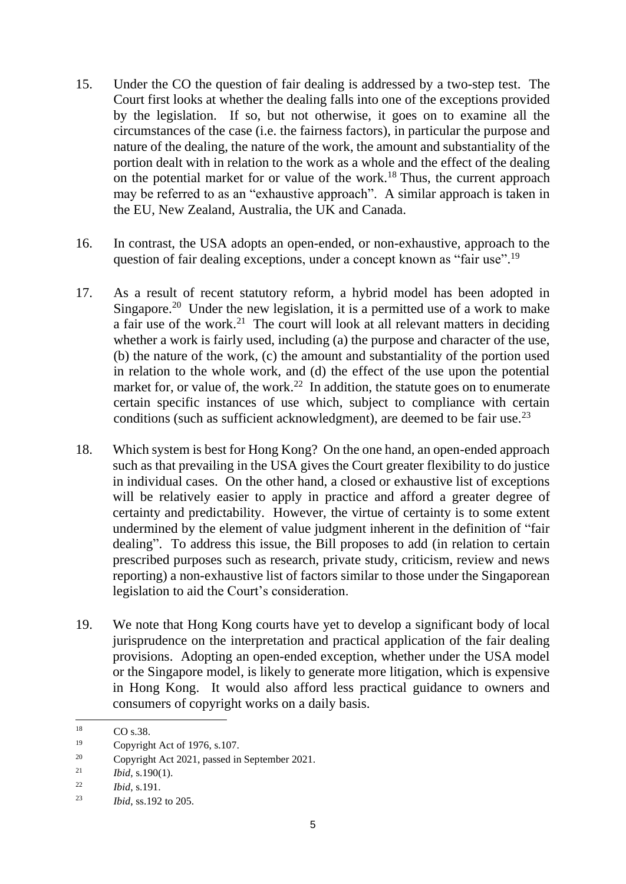15. Under the CO the question of fair dealing is addressed by a two-step test. The Court first looks at whether the dealing falls into one of the exceptions provided by the legislation. If so, but not otherwise, it goes on to examine all the circumstances of the case (i.e. the fairness factors), in particular the purpose and nature of the dealing, the nature of the work, the amount and substantiality of the portion dealt with in relation to the work as a whole and the effect of the dealing on the potential market for or value of the work.[18] Thus, the current approach may be referred to as an "exhaustive approach". A similar approach is taken in the EU, New Zealand, Australia, the UK and Canada.

16. In contrast, the USA adopts an open-ended, or non-exhaustive, approach to the question of fair dealing exceptions, under a concept known as "fair use".[19]

17. As a result of recent statutory reform, a hybrid model has been adopted in Singapore.[20] Under the new legislation, it is a permitted use of a work to make a fair use of the work.[21] The court will look at all relevant matters in deciding whether a work is fairly used, including (a) the purpose and character of the use, (b) the nature of the work, (c) the amount and substantiality of the portion used in relation to the whole work, and (d) the effect of the use upon the potential market for, or value of, the work.[22] In addition, the statute goes on to enumerate certain specific instances of use which, subject to compliance with certain conditions (such as sufficient acknowledgment), are deemed to be fair use.[23]

18. Which system is best for Hong Kong? On the one hand, an open-ended approach such as that prevailing in the USA gives the Court greater flexibility to do justice in individual cases. On the other hand, a closed or exhaustive list of exceptions will be relatively easier to apply in practice and afford a greater degree of certainty and predictability. However, the virtue of certainty is to some extent undermined by the element of value judgment inherent in the definition of "fair dealing". To address this issue, the Bill proposes to add (in relation to certain prescribed purposes such as research, private study, criticism, review and news reporting) a non-exhaustive list of factors similar to those under the Singaporean legislation to aid the Court's consideration.

19. We note that Hong Kong courts have yet to develop a significant body of local jurisprudence on the interpretation and practical application of the fair dealing provisions. Adopting an open-ended exception, whether under the USA model or the Singapore model, is likely to generate more litigation, which is expensive in Hong Kong. It would also afford less practical guidance to owners and consumers of copyright works on a daily basis.

---

[18] CO s.38.

[19] Copyright Act of 1976, s.107.

[20] Copyright Act 2021, passed in September 2021.

[21] *Ibid*, s.190(1).

[22] *Ibid*, s.191.

[23] *Ibid*, ss.192 to 205.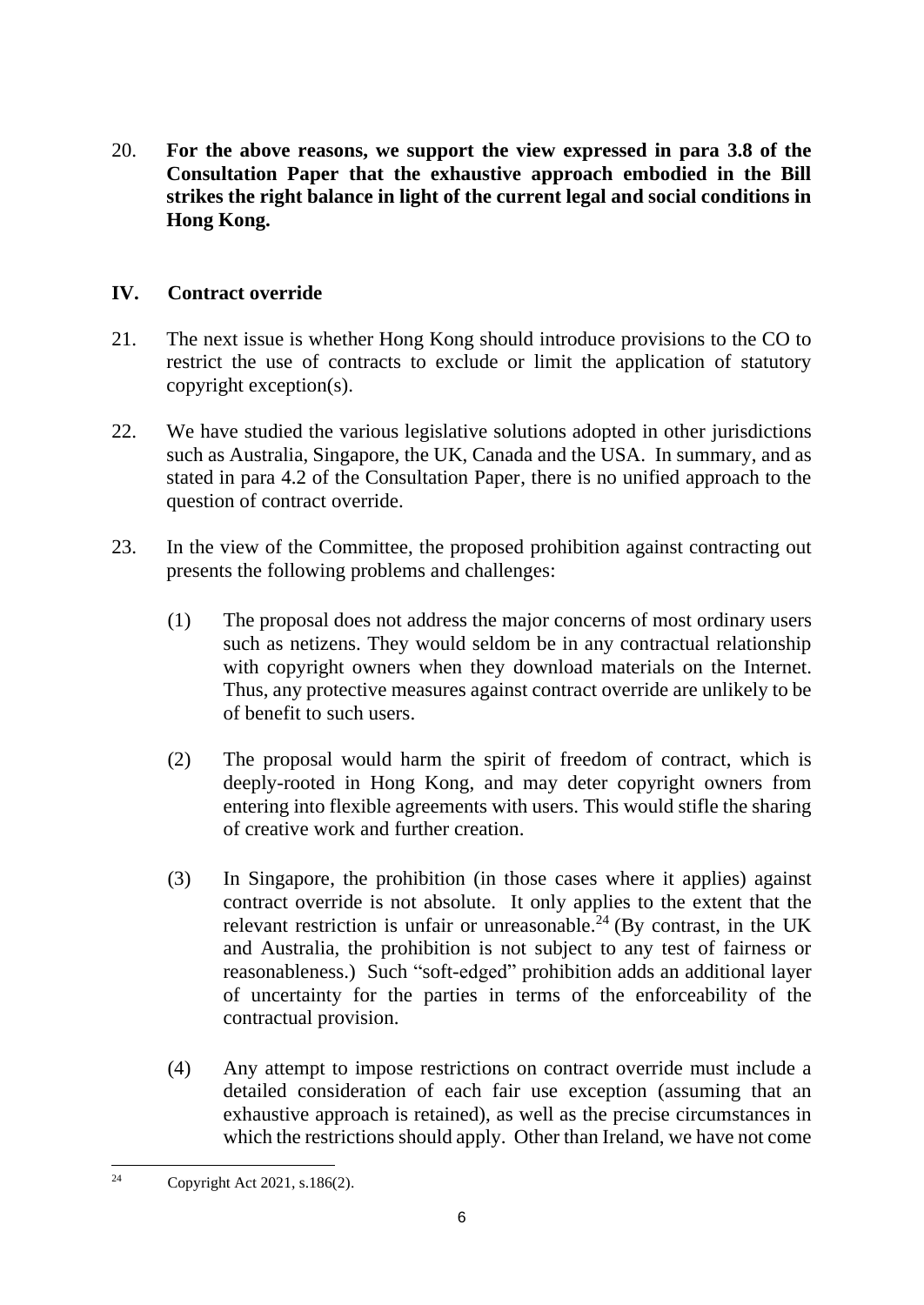20. **For the above reasons, we support the view expressed in para 3.8 of the Consultation Paper that the exhaustive approach embodied in the Bill strikes the right balance in light of the current legal and social conditions in Hong Kong.**

## IV. Contract override

21. The next issue is whether Hong Kong should introduce provisions to the CO to restrict the use of contracts to exclude or limit the application of statutory copyright exception(s).

22. We have studied the various legislative solutions adopted in other jurisdictions such as Australia, Singapore, the UK, Canada and the USA. In summary, and as stated in para 4.2 of the Consultation Paper, there is no unified approach to the question of contract override.

23. In the view of the Committee, the proposed prohibition against contracting out presents the following problems and challenges:

    (1) The proposal does not address the major concerns of most ordinary users such as netizens. They would seldom be in any contractual relationship with copyright owners when they download materials on the Internet. Thus, any protective measures against contract override are unlikely to be of benefit to such users.

    (2) The proposal would harm the spirit of freedom of contract, which is deeply-rooted in Hong Kong, and may deter copyright owners from entering into flexible agreements with users. This would stifle the sharing of creative work and further creation.

    (3) In Singapore, the prohibition (in those cases where it applies) against contract override is not absolute. It only applies to the extent that the relevant restriction is unfair or unreasonable.[24] (By contrast, in the UK and Australia, the prohibition is not subject to any test of fairness or reasonableness.) Such "soft-edged" prohibition adds an additional layer of uncertainty for the parties in terms of the enforceability of the contractual provision.

    (4) Any attempt to impose restrictions on contract override must include a detailed consideration of each fair use exception (assuming that an exhaustive approach is retained), as well as the precise circumstances in which the restrictions should apply. Other than Ireland, we have not come

[24] Copyright Act 2021, s.186(2).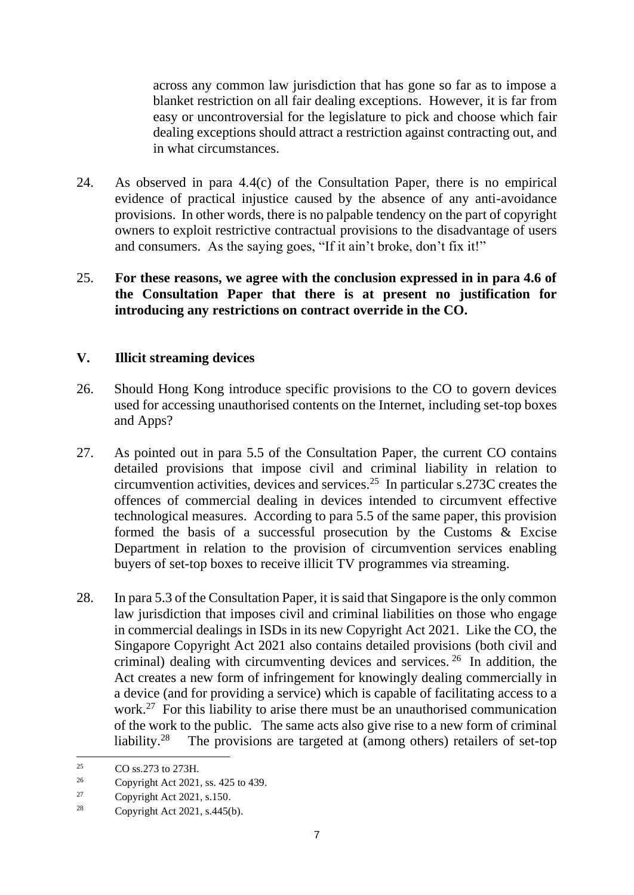across any common law jurisdiction that has gone so far as to impose a blanket restriction on all fair dealing exceptions. However, it is far from easy or uncontroversial for the legislature to pick and choose which fair dealing exceptions should attract a restriction against contracting out, and in what circumstances.

24. As observed in para 4.4(c) of the Consultation Paper, there is no empirical evidence of practical injustice caused by the absence of any anti-avoidance provisions. In other words, there is no palpable tendency on the part of copyright owners to exploit restrictive contractual provisions to the disadvantage of users and consumers. As the saying goes, "If it ain't broke, don't fix it!"

25. **For these reasons, we agree with the conclusion expressed in in para 4.6 of the Consultation Paper that there is at present no justification for introducing any restrictions on contract override in the CO.**

## V. Illicit streaming devices

26. Should Hong Kong introduce specific provisions to the CO to govern devices used for accessing unauthorised contents on the Internet, including set-top boxes and Apps?

27. As pointed out in para 5.5 of the Consultation Paper, the current CO contains detailed provisions that impose civil and criminal liability in relation to circumvention activities, devices and services.[25] In particular s.273C creates the offences of commercial dealing in devices intended to circumvent effective technological measures. According to para 5.5 of the same paper, this provision formed the basis of a successful prosecution by the Customs & Excise Department in relation to the provision of circumvention services enabling buyers of set-top boxes to receive illicit TV programmes via streaming.

28. In para 5.3 of the Consultation Paper, it is said that Singapore is the only common law jurisdiction that imposes civil and criminal liabilities on those who engage in commercial dealings in ISDs in its new Copyright Act 2021. Like the CO, the Singapore Copyright Act 2021 also contains detailed provisions (both civil and criminal) dealing with circumventing devices and services.[26] In addition, the Act creates a new form of infringement for knowingly dealing commercially in a device (and for providing a service) which is capable of facilitating access to a work.[27] For this liability to arise there must be an unauthorised communication of the work to the public. The same acts also give rise to a new form of criminal liability.[28] The provisions are targeted at (among others) retailers of set-top

---

[25] CO ss.273 to 273H.

[26] Copyright Act 2021, ss. 425 to 439.

[27] Copyright Act 2021, s.150.

[28] Copyright Act 2021, s.445(b).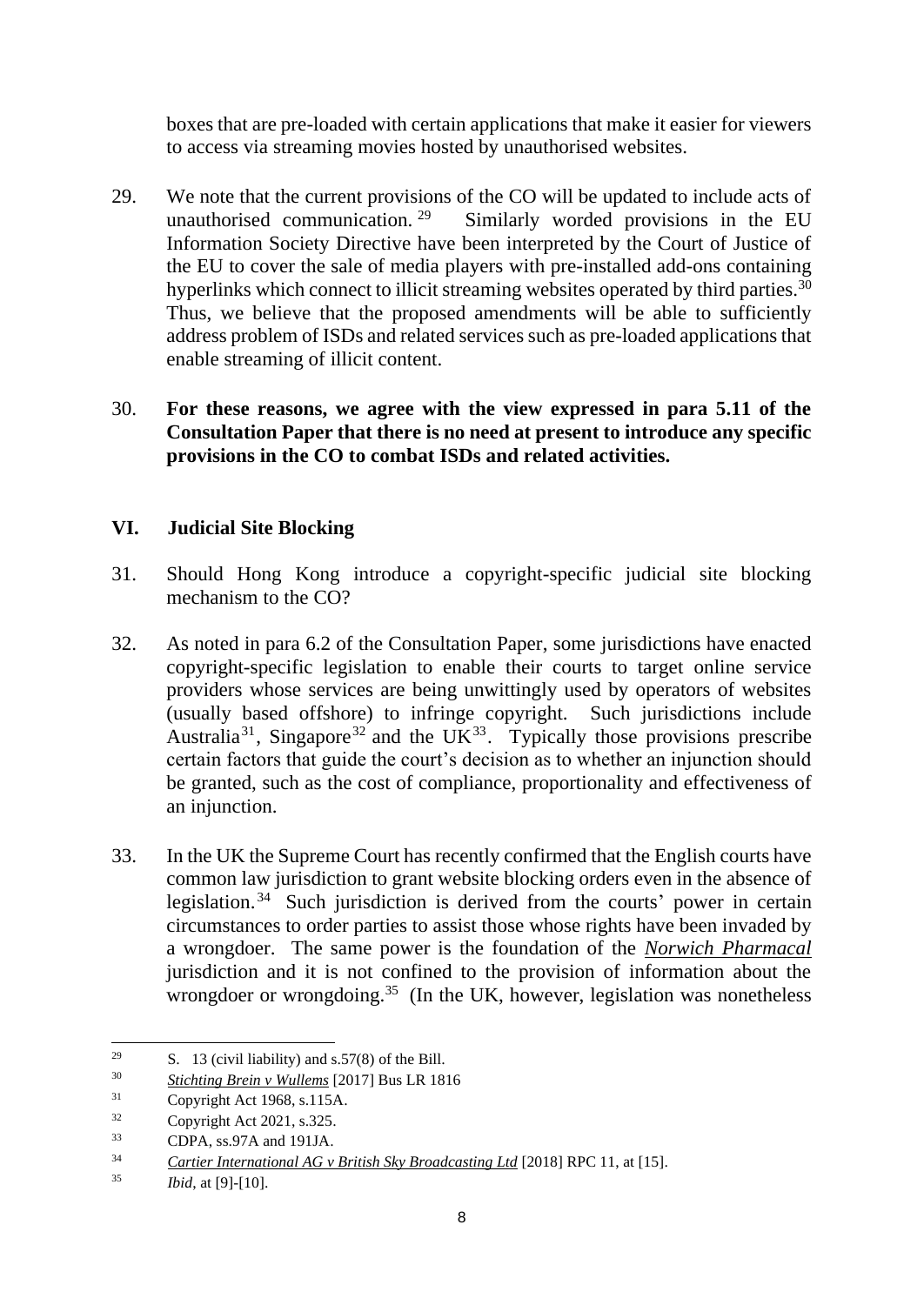boxes that are pre-loaded with certain applications that make it easier for viewers to access via streaming movies hosted by unauthorised websites.

29. We note that the current provisions of the CO will be updated to include acts of unauthorised communication.[29] Similarly worded provisions in the EU Information Society Directive have been interpreted by the Court of Justice of the EU to cover the sale of media players with pre-installed add-ons containing hyperlinks which connect to illicit streaming websites operated by third parties.[30] Thus, we believe that the proposed amendments will be able to sufficiently address problem of ISDs and related services such as pre-loaded applications that enable streaming of illicit content.

30. **For these reasons, we agree with the view expressed in para 5.11 of the Consultation Paper that there is no need at present to introduce any specific provisions in the CO to combat ISDs and related activities.**

## VI. Judicial Site Blocking

31. Should Hong Kong introduce a copyright-specific judicial site blocking mechanism to the CO?

32. As noted in para 6.2 of the Consultation Paper, some jurisdictions have enacted copyright-specific legislation to enable their courts to target online service providers whose services are being unwittingly used by operators of websites (usually based offshore) to infringe copyright. Such jurisdictions include Australia[31], Singapore[32] and the UK[33]. Typically those provisions prescribe certain factors that guide the court's decision as to whether an injunction should be granted, such as the cost of compliance, proportionality and effectiveness of an injunction.

33. In the UK the Supreme Court has recently confirmed that the English courts have common law jurisdiction to grant website blocking orders even in the absence of legislation.[34] Such jurisdiction is derived from the courts' power in certain circumstances to order parties to assist those whose rights have been invaded by a wrongdoer. The same power is the foundation of the *Norwich Pharmacal* jurisdiction and it is not confined to the provision of information about the wrongdoer or wrongdoing.[35] (In the UK, however, legislation was nonetheless

---

[29] S. 13 (civil liability) and s.57(8) of the Bill.

[30] *Stichting Brein v Wullems* [2017] Bus LR 1816

[31] Copyright Act 1968, s.115A.

[32] Copyright Act 2021, s.325.

[33] CDPA, ss.97A and 191JA.

[34] *Cartier International AG v British Sky Broadcasting Ltd* [2018] RPC 11, at [15].

[35] *Ibid*, at [9]-[10].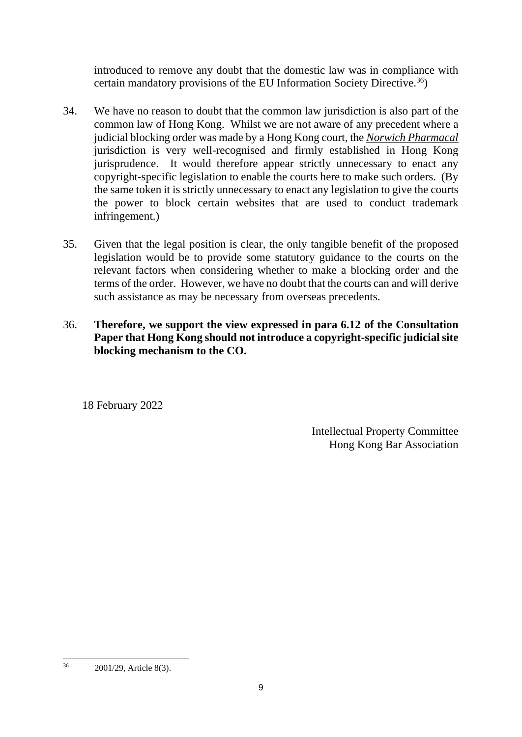introduced to remove any doubt that the domestic law was in compliance with certain mandatory provisions of the EU Information Society Directive.[36])

34. We have no reason to doubt that the common law jurisdiction is also part of the common law of Hong Kong. Whilst we are not aware of any precedent where a judicial blocking order was made by a Hong Kong court, the ***Norwich Pharmacal*** jurisdiction is very well-recognised and firmly established in Hong Kong jurisprudence. It would therefore appear strictly unnecessary to enact any copyright-specific legislation to enable the courts here to make such orders. (By the same token it is strictly unnecessary to enact any legislation to give the courts the power to block certain websites that are used to conduct trademark infringement.)

35. Given that the legal position is clear, the only tangible benefit of the proposed legislation would be to provide some statutory guidance to the courts on the relevant factors when considering whether to make a blocking order and the terms of the order. However, we have no doubt that the courts can and will derive such assistance as may be necessary from overseas precedents.

36. **Therefore, we support the view expressed in para 6.12 of the Consultation Paper that Hong Kong should not introduce a copyright-specific judicial site blocking mechanism to the CO.**

18 February 2022

Intellectual Property Committee
Hong Kong Bar Association

---

[36] 2001/29, Article 8(3).